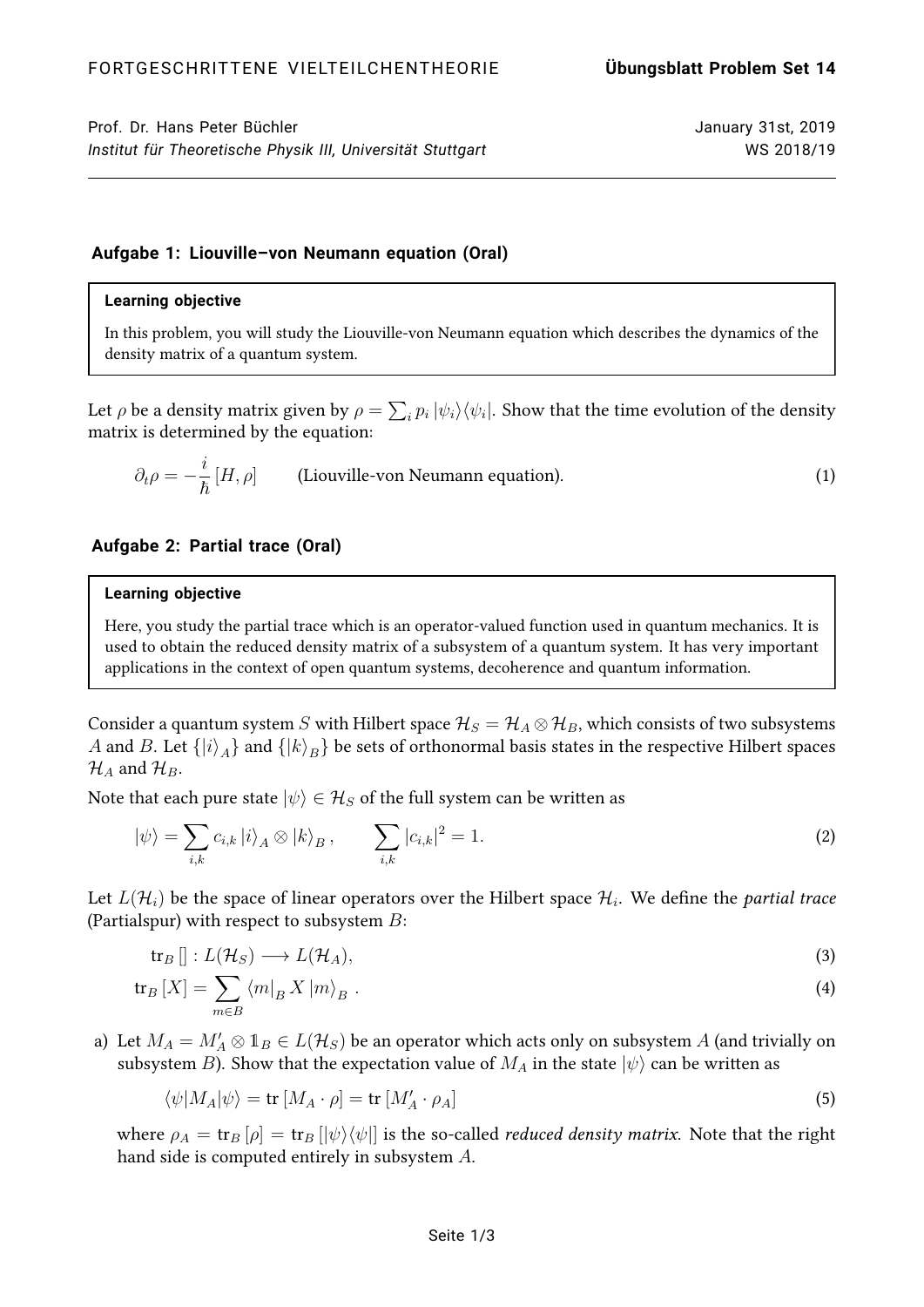FORTGESCHRITTENE VIELTEILCHENTHEORIE **Übungsblatt Problem Set 14**

Prof. Dr. Hans Peter Büchler — January 31st, 2019

*Institut für Theoretische Physik III, Universität Stuttgart* — WS 2018/19

### Aufgabe 1: Liouville–von Neumann equation (Oral)

> **Learning objective**
>
> In this problem, you will study the Liouville-von Neumann equation which describes the dynamics of the density matrix of a quantum system.

Let $\rho$ be a density matrix given by $\rho = \sum_i p_i |\psi_i\rangle\langle\psi_i|$. Show that the time evolution of the density matrix is determined by the equation:

$$\partial_t \rho = -\frac{i}{\hbar}[H, \rho] \qquad \text{(Liouville-von Neumann equation).} \tag{1}$$

### Aufgabe 2: Partial trace (Oral)

> **Learning objective**
>
> Here, you study the partial trace which is an operator-valued function used in quantum mechanics. It is used to obtain the reduced density matrix of a subsystem of a quantum system. It has very important applications in the context of open quantum systems, decoherence and quantum information.

Consider a quantum system $S$ with Hilbert space $\mathcal{H}_S = \mathcal{H}_A \otimes \mathcal{H}_B$, which consists of two subsystems $A$ and $B$. Let $\{|i\rangle_A\}$ and $\{|k\rangle_B\}$ be sets of orthonormal basis states in the respective Hilbert spaces $\mathcal{H}_A$ and $\mathcal{H}_B$.

Note that each pure state $|\psi\rangle \in \mathcal{H}_S$ of the full system can be written as

$$|\psi\rangle = \sum_{i,k} c_{i,k} |i\rangle_A \otimes |k\rangle_B, \qquad \sum_{i,k} |c_{i,k}|^2 = 1. \tag{2}$$

Let $L(\mathcal{H}_i)$ be the space of linear operators over the Hilbert space $\mathcal{H}_i$. We define the *partial trace* (Partialspur) with respect to subsystem $B$:

$$\text{tr}_B[] : L(\mathcal{H}_S) \longrightarrow L(\mathcal{H}_A), \tag{3}$$

$$\text{tr}_B[X] = \sum_{m \in B} \langle m|_B X |m\rangle_B. \tag{4}$$

a) Let $M_A = M'_A \otimes \mathbb{1}_B \in L(\mathcal{H}_S)$ be an operator which acts only on subsystem $A$ (and trivially on subsystem $B$). Show that the expectation value of $M_A$ in the state $|\psi\rangle$ can be written as

$$\langle\psi|M_A|\psi\rangle = \text{tr}[M_A \cdot \rho] = \text{tr}[M'_A \cdot \rho_A] \tag{5}$$

where $\rho_A = \text{tr}_B[\rho] = \text{tr}_B[|\psi\rangle\langle\psi|]$ is the so-called *reduced density matrix*. Note that the right hand side is computed entirely in subsystem $A$.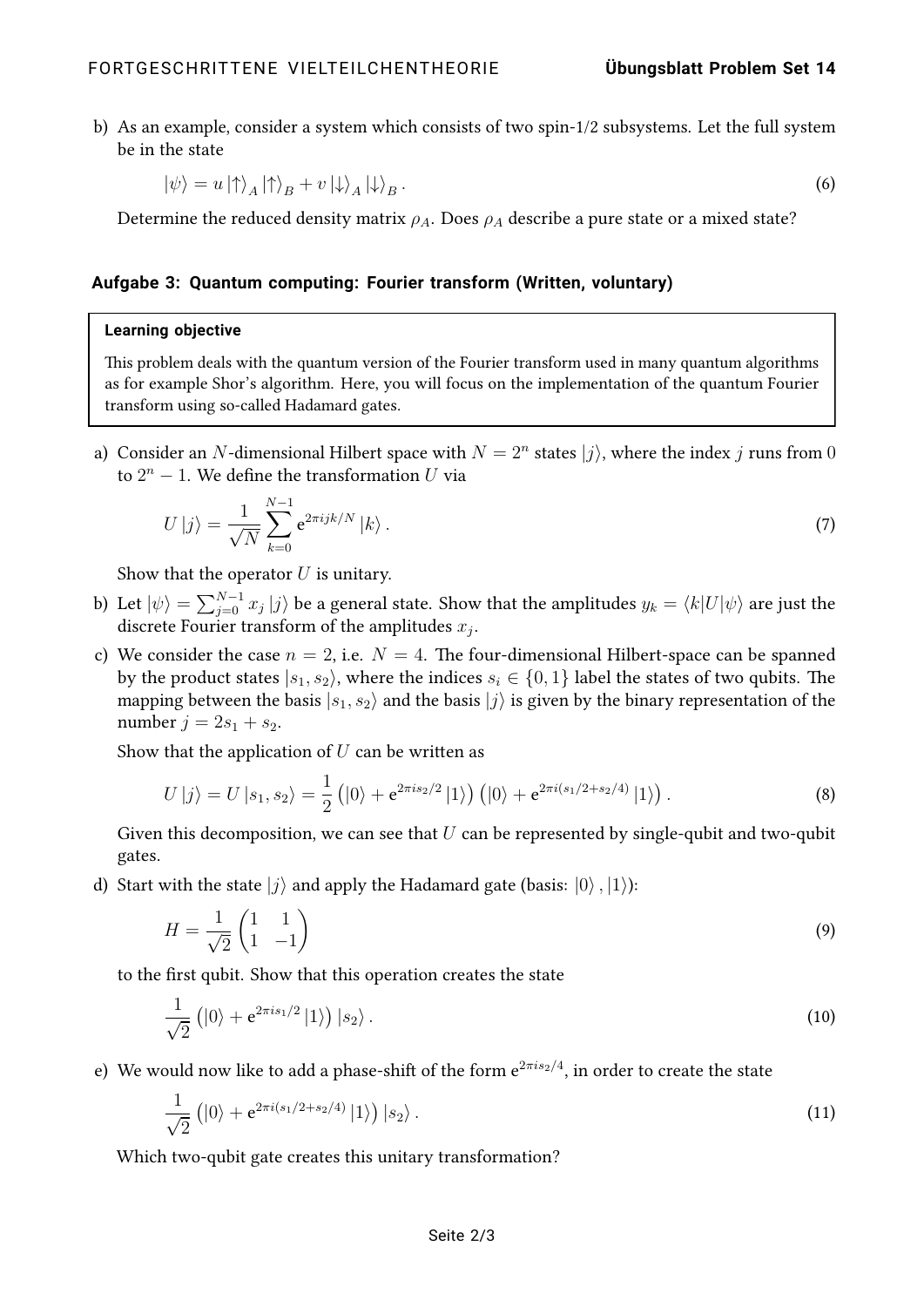b) As an example, consider a system which consists of two spin-1/2 subsystems. Let the full system be in the state

$$|\psi\rangle = u\,|\uparrow\rangle_A\,|\uparrow\rangle_B + v\,|\downarrow\rangle_A\,|\downarrow\rangle_B\,. \tag{6}$$

Determine the reduced density matrix $\rho_A$. Does $\rho_A$ describe a pure state or a mixed state?

### Aufgabe 3: Quantum computing: Fourier transform (Written, voluntary)

> **Learning objective**
>
> This problem deals with the quantum version of the Fourier transform used in many quantum algorithms as for example Shor's algorithm. Here, you will focus on the implementation of the quantum Fourier transform using so-called Hadamard gates.

a) Consider an $N$-dimensional Hilbert space with $N = 2^n$ states $|j\rangle$, where the index $j$ runs from $0$ to $2^n - 1$. We define the transformation $U$ via

$$U\,|j\rangle = \frac{1}{\sqrt{N}}\sum_{k=0}^{N-1} \mathrm{e}^{2\pi i jk/N}\,|k\rangle\,. \tag{7}$$

Show that the operator $U$ is unitary.

b) Let $|\psi\rangle = \sum_{j=0}^{N-1} x_j\,|j\rangle$ be a general state. Show that the amplitudes $y_k = \langle k|U|\psi\rangle$ are just the discrete Fourier transform of the amplitudes $x_j$.

c) We consider the case $n = 2$, i.e. $N = 4$. The four-dimensional Hilbert-space can be spanned by the product states $|s_1, s_2\rangle$, where the indices $s_i \in \{0, 1\}$ label the states of two qubits. The mapping between the basis $|s_1, s_2\rangle$ and the basis $|j\rangle$ is given by the binary representation of the number $j = 2s_1 + s_2$.

Show that the application of $U$ can be written as

$$U\,|j\rangle = U\,|s_1, s_2\rangle = \frac{1}{2}\left(|0\rangle + \mathrm{e}^{2\pi i s_2/2}\,|1\rangle\right)\left(|0\rangle + \mathrm{e}^{2\pi i (s_1/2 + s_2/4)}\,|1\rangle\right). \tag{8}$$

Given this decomposition, we can see that $U$ can be represented by single-qubit and two-qubit gates.

d) Start with the state $|j\rangle$ and apply the Hadamard gate (basis: $|0\rangle, |1\rangle$):

$$H = \frac{1}{\sqrt{2}}\begin{pmatrix} 1 & 1 \\ 1 & -1 \end{pmatrix} \tag{9}$$

to the first qubit. Show that this operation creates the state

$$\frac{1}{\sqrt{2}}\left(|0\rangle + \mathrm{e}^{2\pi i s_1/2}\,|1\rangle\right)|s_2\rangle\,. \tag{10}$$

e) We would now like to add a phase-shift of the form $\mathrm{e}^{2\pi i s_2/4}$, in order to create the state

$$\frac{1}{\sqrt{2}}\left(|0\rangle + \mathrm{e}^{2\pi i (s_1/2 + s_2/4)}\,|1\rangle\right)|s_2\rangle\,. \tag{11}$$

Which two-qubit gate creates this unitary transformation?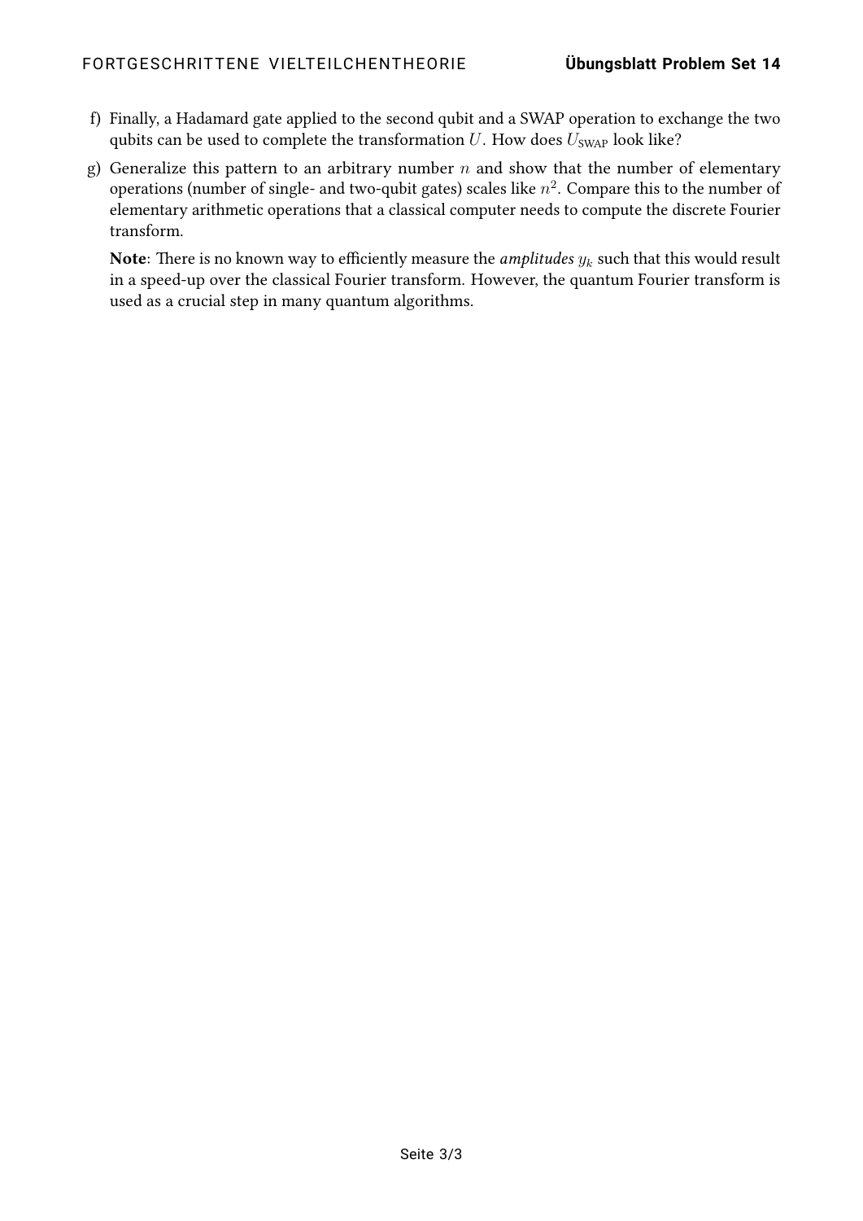f) Finally, a Hadamard gate applied to the second qubit and a SWAP operation to exchange the two qubits can be used to complete the transformation $U$. How does $U_{\text{SWAP}}$ look like?

g) Generalize this pattern to an arbitrary number $n$ and show that the number of elementary operations (number of single- and two-qubit gates) scales like $n^2$. Compare this to the number of elementary arithmetic operations that a classical computer needs to compute the discrete Fourier transform.

   **Note**: There is no known way to efficiently measure the *amplitudes* $y_k$ such that this would result in a speed-up over the classical Fourier transform. However, the quantum Fourier transform is used as a crucial step in many quantum algorithms.